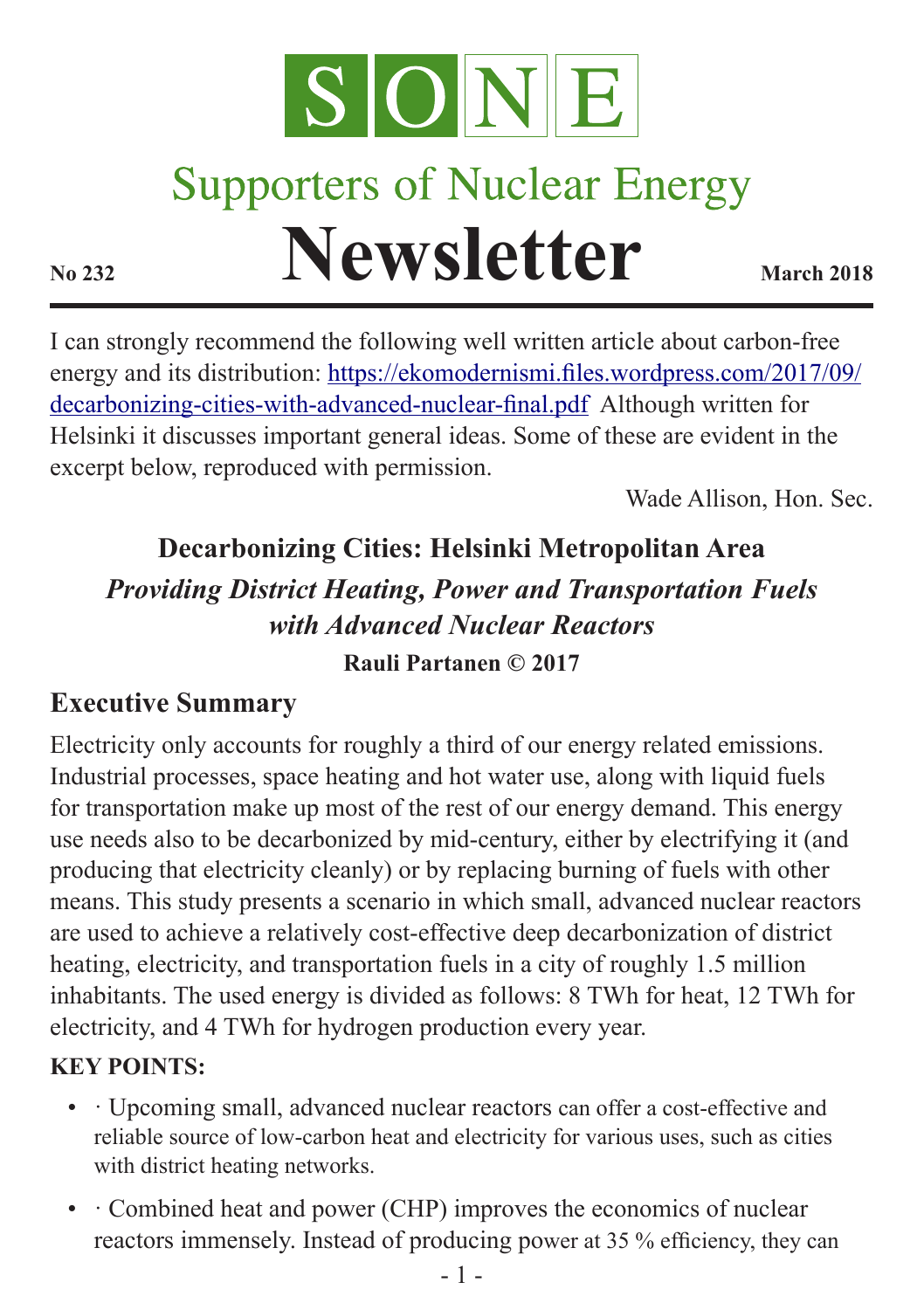# SONE

## Supporters of Nuclear Energy

# Newsletter

**No 232** **March 2018**

I can strongly recommend the following well written article about carbon-free energy and its distribution: [https://ekomodernismi.files.wordpress.com/2017/09/decarbonizing-cities-with-advanced-nuclear-final.pdf](https://ekomodernismi.files.wordpress.com/2017/09/decarbonizing-cities-with-advanced-nuclear-final.pdf) Although written for Helsinki it discusses important general ideas. Some of these are evident in the excerpt below, reproduced with permission.

Wade Allison, Hon. Sec.

## Decarbonizing Cities: Helsinki Metropolitan Area

### *Providing District Heating, Power and Transportation Fuels with Advanced Nuclear Reactors*

**Rauli Partanen © 2017**

## Executive Summary

Electricity only accounts for roughly a third of our energy related emissions. Industrial processes, space heating and hot water use, along with liquid fuels for transportation make up most of the rest of our energy demand. This energy use needs also to be decarbonized by mid-century, either by electrifying it (and producing that electricity cleanly) or by replacing burning of fuels with other means. This study presents a scenario in which small, advanced nuclear reactors are used to achieve a relatively cost-effective deep decarbonization of district heating, electricity, and transportation fuels in a city of roughly 1.5 million inhabitants. The used energy is divided as follows: 8 TWh for heat, 12 TWh for electricity, and 4 TWh for hydrogen production every year.

**KEY POINTS:**

- · Upcoming small, advanced nuclear reactors can offer a cost-effective and reliable source of low-carbon heat and electricity for various uses, such as cities with district heating networks.
- · Combined heat and power (CHP) improves the economics of nuclear reactors immensely. Instead of producing power at 35 % efficiency, they can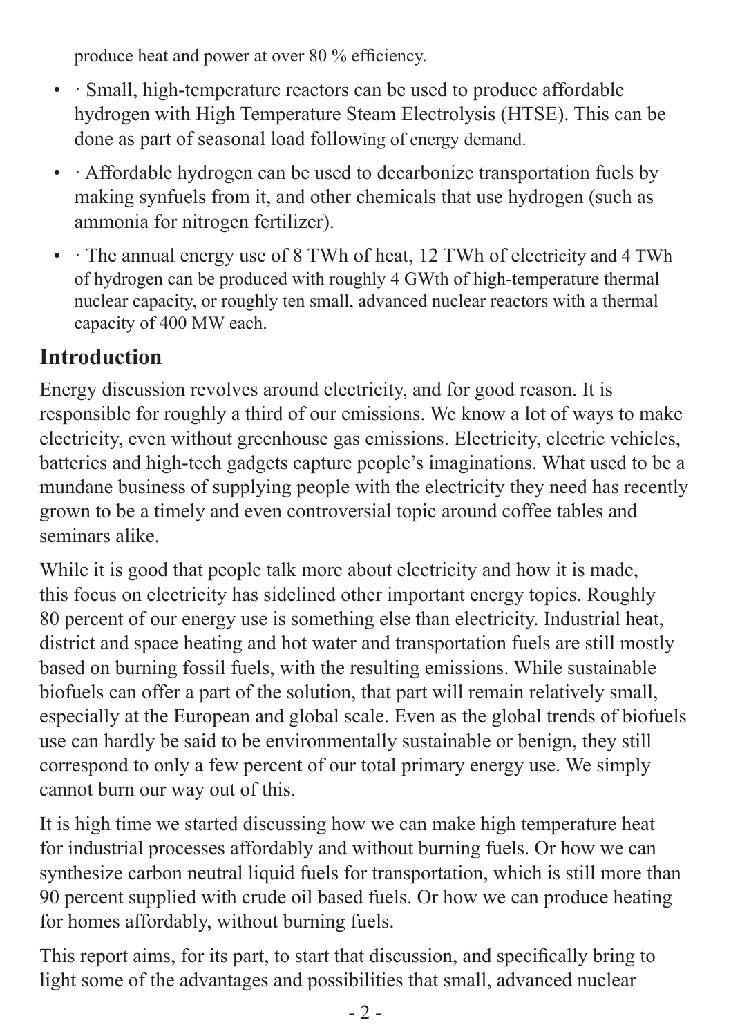produce heat and power at over 80 % efficiency.

- · Small, high-temperature reactors can be used to produce affordable hydrogen with High Temperature Steam Electrolysis (HTSE). This can be done as part of seasonal load following of energy demand.
- · Affordable hydrogen can be used to decarbonize transportation fuels by making synfuels from it, and other chemicals that use hydrogen (such as ammonia for nitrogen fertilizer).
- · The annual energy use of 8 TWh of heat, 12 TWh of electricity and 4 TWh of hydrogen can be produced with roughly 4 GWth of high-temperature thermal nuclear capacity, or roughly ten small, advanced nuclear reactors with a thermal capacity of 400 MW each.

## Introduction

Energy discussion revolves around electricity, and for good reason. It is responsible for roughly a third of our emissions. We know a lot of ways to make electricity, even without greenhouse gas emissions. Electricity, electric vehicles, batteries and high-tech gadgets capture people's imaginations. What used to be a mundane business of supplying people with the electricity they need has recently grown to be a timely and even controversial topic around coffee tables and seminars alike.

While it is good that people talk more about electricity and how it is made, this focus on electricity has sidelined other important energy topics. Roughly 80 percent of our energy use is something else than electricity. Industrial heat, district and space heating and hot water and transportation fuels are still mostly based on burning fossil fuels, with the resulting emissions. While sustainable biofuels can offer a part of the solution, that part will remain relatively small, especially at the European and global scale. Even as the global trends of biofuels use can hardly be said to be environmentally sustainable or benign, they still correspond to only a few percent of our total primary energy use. We simply cannot burn our way out of this.

It is high time we started discussing how we can make high temperature heat for industrial processes affordably and without burning fuels. Or how we can synthesize carbon neutral liquid fuels for transportation, which is still more than 90 percent supplied with crude oil based fuels. Or how we can produce heating for homes affordably, without burning fuels.

This report aims, for its part, to start that discussion, and specifically bring to light some of the advantages and possibilities that small, advanced nuclear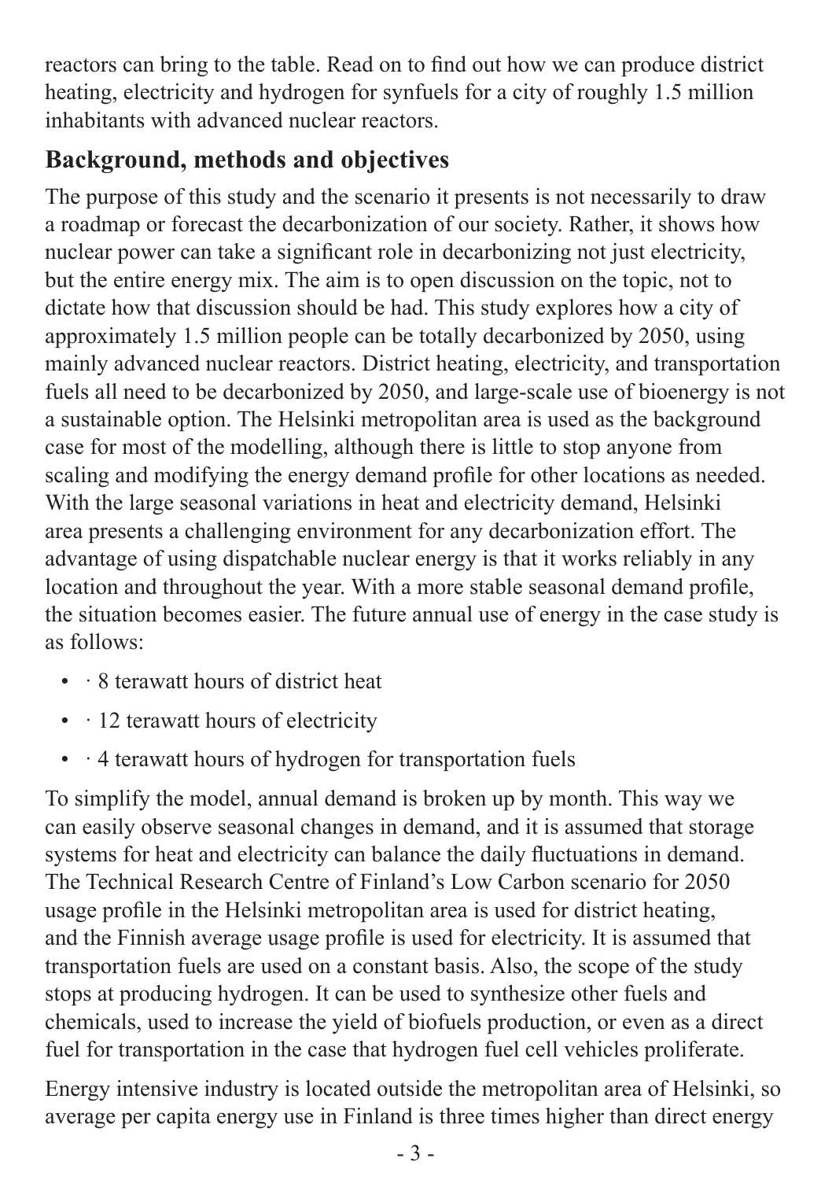reactors can bring to the table. Read on to find out how we can produce district heating, electricity and hydrogen for synfuels for a city of roughly 1.5 million inhabitants with advanced nuclear reactors.

## Background, methods and objectives

The purpose of this study and the scenario it presents is not necessarily to draw a roadmap or forecast the decarbonization of our society. Rather, it shows how nuclear power can take a significant role in decarbonizing not just electricity, but the entire energy mix. The aim is to open discussion on the topic, not to dictate how that discussion should be had. This study explores how a city of approximately 1.5 million people can be totally decarbonized by 2050, using mainly advanced nuclear reactors. District heating, electricity, and transportation fuels all need to be decarbonized by 2050, and large-scale use of bioenergy is not a sustainable option. The Helsinki metropolitan area is used as the background case for most of the modelling, although there is little to stop anyone from scaling and modifying the energy demand profile for other locations as needed. With the large seasonal variations in heat and electricity demand, Helsinki area presents a challenging environment for any decarbonization effort. The advantage of using dispatchable nuclear energy is that it works reliably in any location and throughout the year. With a more stable seasonal demand profile, the situation becomes easier. The future annual use of energy in the case study is as follows:

- · 8 terawatt hours of district heat
- · 12 terawatt hours of electricity
- · 4 terawatt hours of hydrogen for transportation fuels

To simplify the model, annual demand is broken up by month. This way we can easily observe seasonal changes in demand, and it is assumed that storage systems for heat and electricity can balance the daily fluctuations in demand. The Technical Research Centre of Finland's Low Carbon scenario for 2050 usage profile in the Helsinki metropolitan area is used for district heating, and the Finnish average usage profile is used for electricity. It is assumed that transportation fuels are used on a constant basis. Also, the scope of the study stops at producing hydrogen. It can be used to synthesize other fuels and chemicals, used to increase the yield of biofuels production, or even as a direct fuel for transportation in the case that hydrogen fuel cell vehicles proliferate.

Energy intensive industry is located outside the metropolitan area of Helsinki, so average per capita energy use in Finland is three times higher than direct energy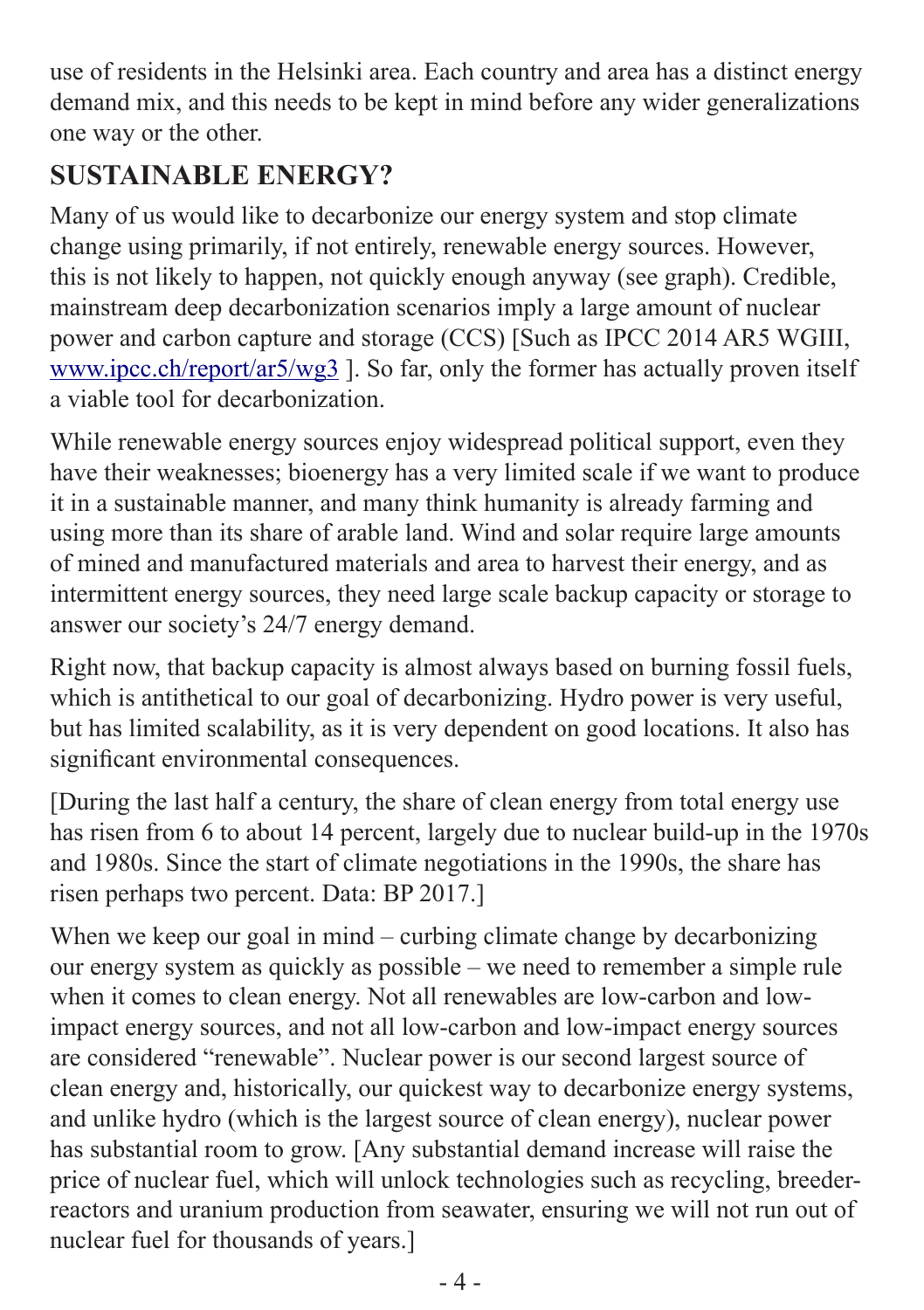use of residents in the Helsinki area. Each country and area has a distinct energy demand mix, and this needs to be kept in mind before any wider generalizations one way or the other.

## SUSTAINABLE ENERGY?

Many of us would like to decarbonize our energy system and stop climate change using primarily, if not entirely, renewable energy sources. However, this is not likely to happen, not quickly enough anyway (see graph). Credible, mainstream deep decarbonization scenarios imply a large amount of nuclear power and carbon capture and storage (CCS) [Such as IPCC 2014 AR5 WGIII, [www.ipcc.ch/report/ar5/wg3](http://www.ipcc.ch/report/ar5/wg3) ]. So far, only the former has actually proven itself a viable tool for decarbonization.

While renewable energy sources enjoy widespread political support, even they have their weaknesses; bioenergy has a very limited scale if we want to produce it in a sustainable manner, and many think humanity is already farming and using more than its share of arable land. Wind and solar require large amounts of mined and manufactured materials and area to harvest their energy, and as intermittent energy sources, they need large scale backup capacity or storage to answer our society's 24/7 energy demand.

Right now, that backup capacity is almost always based on burning fossil fuels, which is antithetical to our goal of decarbonizing. Hydro power is very useful, but has limited scalability, as it is very dependent on good locations. It also has significant environmental consequences.

[During the last half a century, the share of clean energy from total energy use has risen from 6 to about 14 percent, largely due to nuclear build-up in the 1970s and 1980s. Since the start of climate negotiations in the 1990s, the share has risen perhaps two percent. Data: BP 2017.]

When we keep our goal in mind – curbing climate change by decarbonizing our energy system as quickly as possible – we need to remember a simple rule when it comes to clean energy. Not all renewables are low-carbon and low-impact energy sources, and not all low-carbon and low-impact energy sources are considered "renewable". Nuclear power is our second largest source of clean energy and, historically, our quickest way to decarbonize energy systems, and unlike hydro (which is the largest source of clean energy), nuclear power has substantial room to grow. [Any substantial demand increase will raise the price of nuclear fuel, which will unlock technologies such as recycling, breeder-reactors and uranium production from seawater, ensuring we will not run out of nuclear fuel for thousands of years.]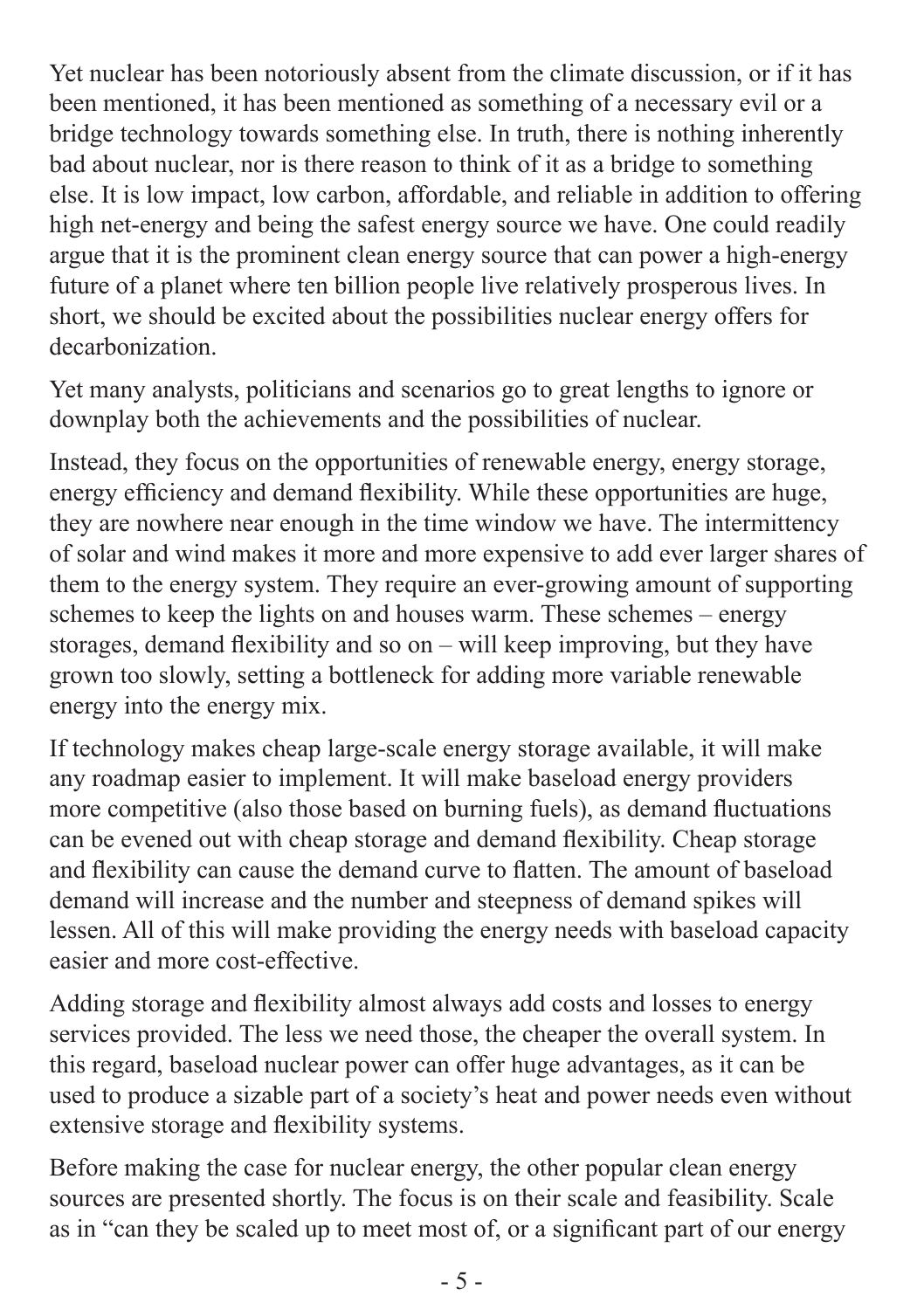Yet nuclear has been notoriously absent from the climate discussion, or if it has been mentioned, it has been mentioned as something of a necessary evil or a bridge technology towards something else. In truth, there is nothing inherently bad about nuclear, nor is there reason to think of it as a bridge to something else. It is low impact, low carbon, affordable, and reliable in addition to offering high net-energy and being the safest energy source we have. One could readily argue that it is the prominent clean energy source that can power a high-energy future of a planet where ten billion people live relatively prosperous lives. In short, we should be excited about the possibilities nuclear energy offers for decarbonization.

Yet many analysts, politicians and scenarios go to great lengths to ignore or downplay both the achievements and the possibilities of nuclear.

Instead, they focus on the opportunities of renewable energy, energy storage, energy efficiency and demand flexibility. While these opportunities are huge, they are nowhere near enough in the time window we have. The intermittency of solar and wind makes it more and more expensive to add ever larger shares of them to the energy system. They require an ever-growing amount of supporting schemes to keep the lights on and houses warm. These schemes – energy storages, demand flexibility and so on – will keep improving, but they have grown too slowly, setting a bottleneck for adding more variable renewable energy into the energy mix.

If technology makes cheap large-scale energy storage available, it will make any roadmap easier to implement. It will make baseload energy providers more competitive (also those based on burning fuels), as demand fluctuations can be evened out with cheap storage and demand flexibility. Cheap storage and flexibility can cause the demand curve to flatten. The amount of baseload demand will increase and the number and steepness of demand spikes will lessen. All of this will make providing the energy needs with baseload capacity easier and more cost-effective.

Adding storage and flexibility almost always add costs and losses to energy services provided. The less we need those, the cheaper the overall system. In this regard, baseload nuclear power can offer huge advantages, as it can be used to produce a sizable part of a society's heat and power needs even without extensive storage and flexibility systems.

Before making the case for nuclear energy, the other popular clean energy sources are presented shortly. The focus is on their scale and feasibility. Scale as in "can they be scaled up to meet most of, or a significant part of our energy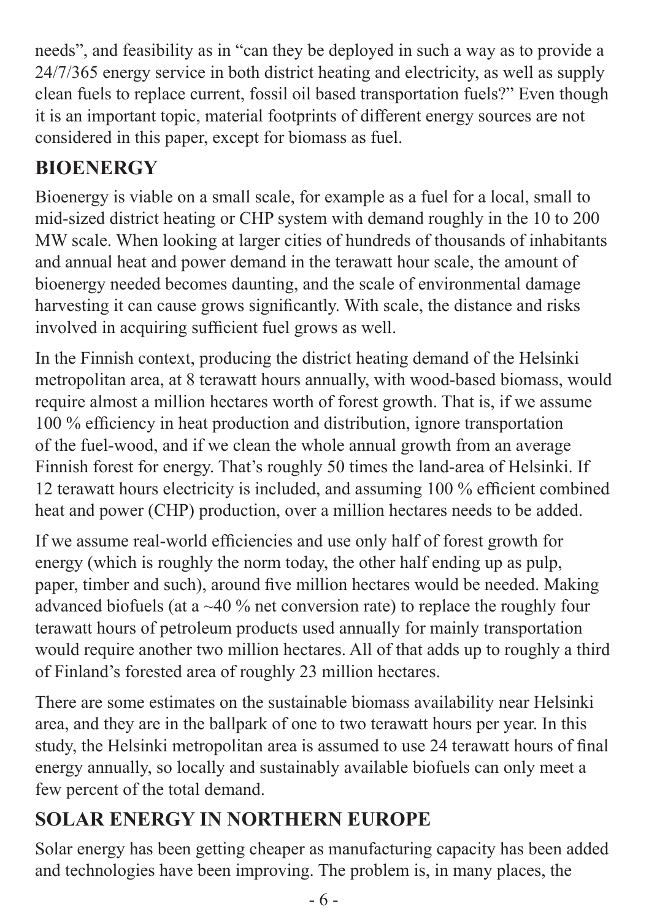needs", and feasibility as in "can they be deployed in such a way as to provide a 24/7/365 energy service in both district heating and electricity, as well as supply clean fuels to replace current, fossil oil based transportation fuels?" Even though it is an important topic, material footprints of different energy sources are not considered in this paper, except for biomass as fuel.

## BIOENERGY

Bioenergy is viable on a small scale, for example as a fuel for a local, small to mid-sized district heating or CHP system with demand roughly in the 10 to 200 MW scale. When looking at larger cities of hundreds of thousands of inhabitants and annual heat and power demand in the terawatt hour scale, the amount of bioenergy needed becomes daunting, and the scale of environmental damage harvesting it can cause grows significantly. With scale, the distance and risks involved in acquiring sufficient fuel grows as well.

In the Finnish context, producing the district heating demand of the Helsinki metropolitan area, at 8 terawatt hours annually, with wood-based biomass, would require almost a million hectares worth of forest growth. That is, if we assume 100 % efficiency in heat production and distribution, ignore transportation of the fuel-wood, and if we clean the whole annual growth from an average Finnish forest for energy. That's roughly 50 times the land-area of Helsinki. If 12 terawatt hours electricity is included, and assuming 100 % efficient combined heat and power (CHP) production, over a million hectares needs to be added.

If we assume real-world efficiencies and use only half of forest growth for energy (which is roughly the norm today, the other half ending up as pulp, paper, timber and such), around five million hectares would be needed. Making advanced biofuels (at a ~40 % net conversion rate) to replace the roughly four terawatt hours of petroleum products used annually for mainly transportation would require another two million hectares. All of that adds up to roughly a third of Finland's forested area of roughly 23 million hectares.

There are some estimates on the sustainable biomass availability near Helsinki area, and they are in the ballpark of one to two terawatt hours per year. In this study, the Helsinki metropolitan area is assumed to use 24 terawatt hours of final energy annually, so locally and sustainably available biofuels can only meet a few percent of the total demand.

## SOLAR ENERGY IN NORTHERN EUROPE

Solar energy has been getting cheaper as manufacturing capacity has been added and technologies have been improving. The problem is, in many places, the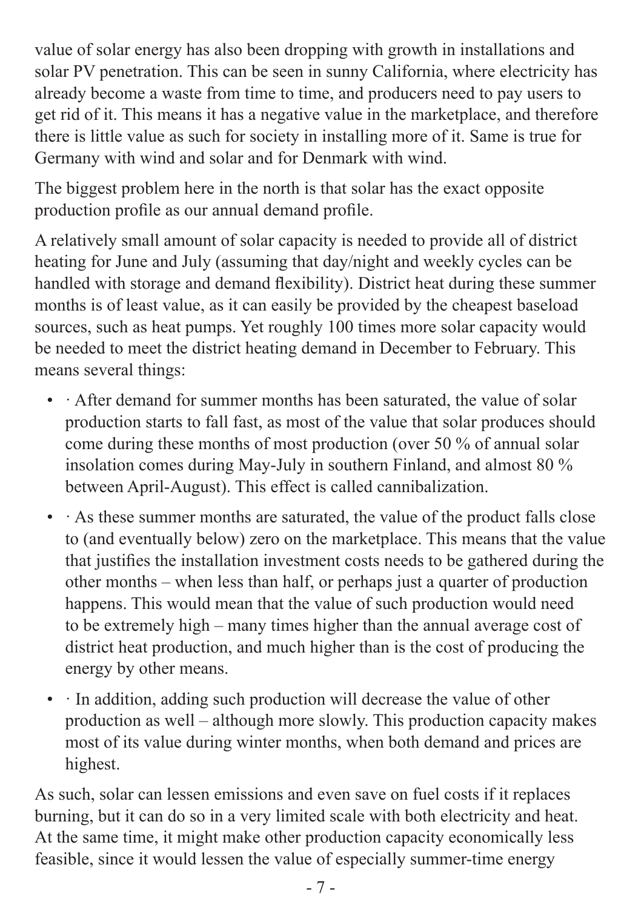value of solar energy has also been dropping with growth in installations and solar PV penetration. This can be seen in sunny California, where electricity has already become a waste from time to time, and producers need to pay users to get rid of it. This means it has a negative value in the marketplace, and therefore there is little value as such for society in installing more of it. Same is true for Germany with wind and solar and for Denmark with wind.

The biggest problem here in the north is that solar has the exact opposite production profile as our annual demand profile.

A relatively small amount of solar capacity is needed to provide all of district heating for June and July (assuming that day/night and weekly cycles can be handled with storage and demand flexibility). District heat during these summer months is of least value, as it can easily be provided by the cheapest baseload sources, such as heat pumps. Yet roughly 100 times more solar capacity would be needed to meet the district heating demand in December to February. This means several things:

- · After demand for summer months has been saturated, the value of solar production starts to fall fast, as most of the value that solar produces should come during these months of most production (over 50 % of annual solar insolation comes during May-July in southern Finland, and almost 80 % between April-August). This effect is called cannibalization.
- · As these summer months are saturated, the value of the product falls close to (and eventually below) zero on the marketplace. This means that the value that justifies the installation investment costs needs to be gathered during the other months – when less than half, or perhaps just a quarter of production happens. This would mean that the value of such production would need to be extremely high – many times higher than the annual average cost of district heat production, and much higher than is the cost of producing the energy by other means.
- · In addition, adding such production will decrease the value of other production as well – although more slowly. This production capacity makes most of its value during winter months, when both demand and prices are highest.

As such, solar can lessen emissions and even save on fuel costs if it replaces burning, but it can do so in a very limited scale with both electricity and heat. At the same time, it might make other production capacity economically less feasible, since it would lessen the value of especially summer-time energy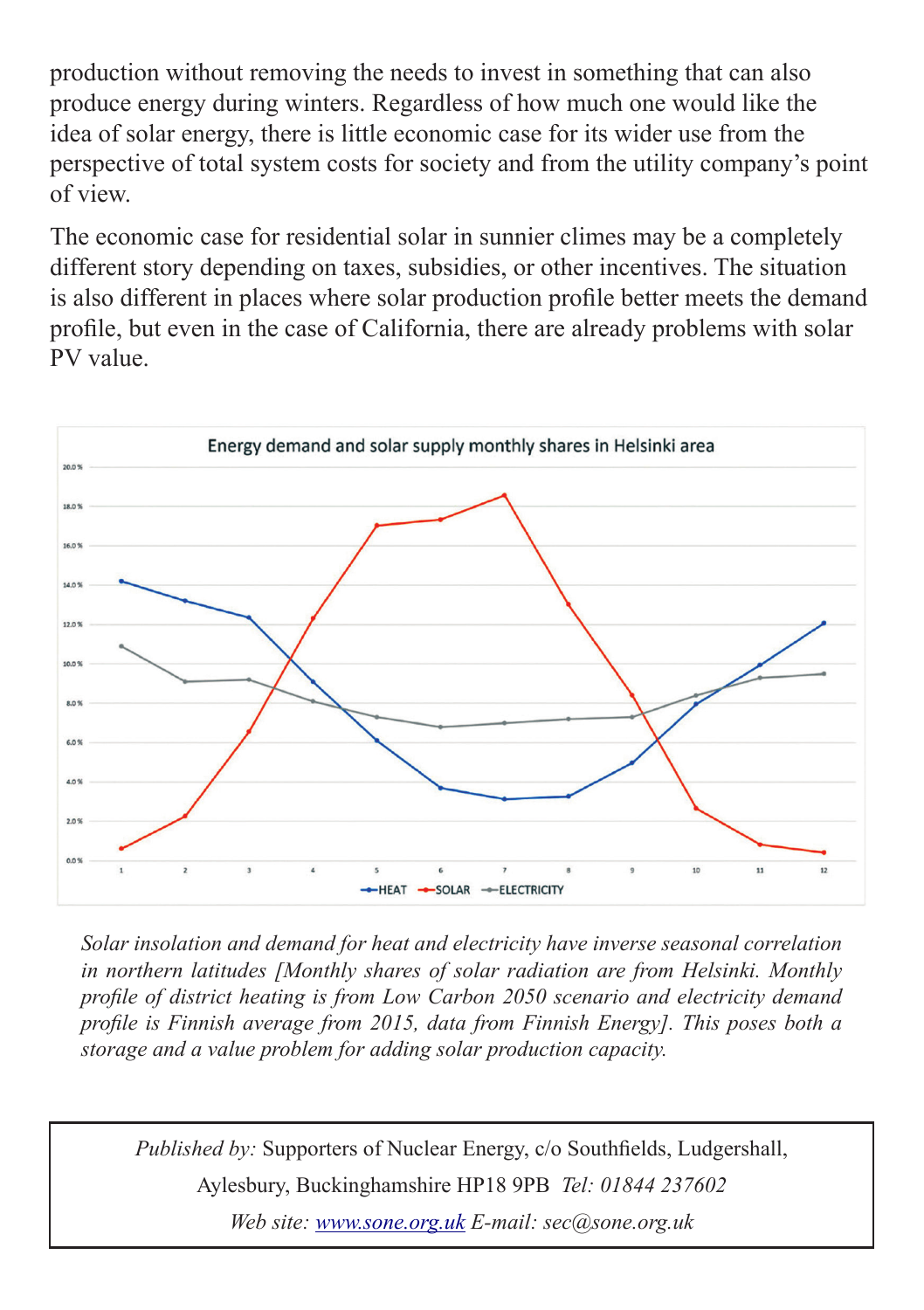production without removing the needs to invest in something that can also produce energy during winters. Regardless of how much one would like the idea of solar energy, there is little economic case for its wider use from the perspective of total system costs for society and from the utility company's point of view.

The economic case for residential solar in sunnier climes may be a completely different story depending on taxes, subsidies, or other incentives. The situation is also different in places where solar production profile better meets the demand profile, but even in the case of California, there are already problems with solar PV value.

Energy demand and solar supply monthly shares in Helsinki area

20.0%
18.0%
16.0%
14.0%
12.0%
10.0%
8.0%
6.0%
4.0%
2.0%
0.0%

1 2 3 4 5 6 7 8 9 10 11 12

HEAT SOLAR ELECTRICITY

*Solar insolation and demand for heat and electricity have inverse seasonal correlation in northern latitudes [Monthly shares of solar radiation are from Helsinki. Monthly profile of district heating is from Low Carbon 2050 scenario and electricity demand profile is Finnish average from 2015, data from Finnish Energy]. This poses both a storage and a value problem for adding solar production capacity.*

*Published by:* Supporters of Nuclear Energy, c/o Southfields, Ludgershall, Aylesbury, Buckinghamshire HP18 9PB *Tel: 01844 237602*
*Web site: www.sone.org.uk E-mail: sec@sone.org.uk*